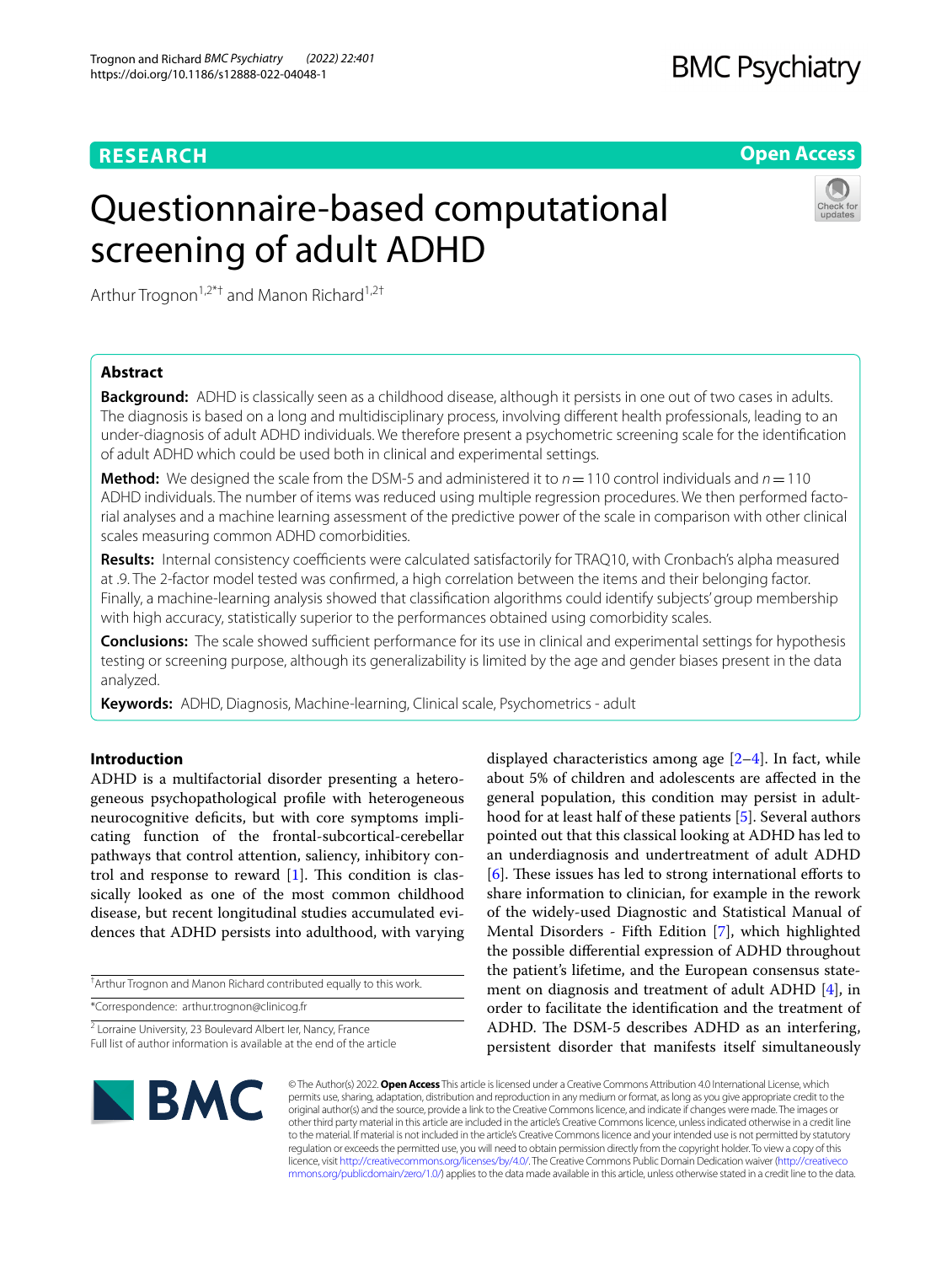RESEARCH

Open Access

# Questionnaire-based computational screening of adult ADHD

Arthur Trognon[1,2*†] and Manon Richard[1,2†]

## Abstract

**Background:** ADHD is classically seen as a childhood disease, although it persists in one out of two cases in adults. The diagnosis is based on a long and multidisciplinary process, involving different health professionals, leading to an under-diagnosis of adult ADHD individuals. We therefore present a psychometric screening scale for the identification of adult ADHD which could be used both in clinical and experimental settings.

**Method:** We designed the scale from the DSM-5 and administered it to $n = 110$ control individuals and $n = 110$ ADHD individuals. The number of items was reduced using multiple regression procedures. We then performed factorial analyses and a machine learning assessment of the predictive power of the scale in comparison with other clinical scales measuring common ADHD comorbidities.

**Results:** Internal consistency coefficients were calculated satisfactorily for TRAQ10, with Cronbach's alpha measured at .9. The 2-factor model tested was confirmed, a high correlation between the items and their belonging factor. Finally, a machine-learning analysis showed that classification algorithms could identify subjects' group membership with high accuracy, statistically superior to the performances obtained using comorbidity scales.

**Conclusions:** The scale showed sufficient performance for its use in clinical and experimental settings for hypothesis testing or screening purpose, although its generalizability is limited by the age and gender biases present in the data analyzed.

**Keywords:** ADHD, Diagnosis, Machine-learning, Clinical scale, Psychometrics - adult

## Introduction

ADHD is a multifactorial disorder presenting a heterogeneous psychopathological profile with heterogeneous neurocognitive deficits, but with core symptoms implicating function of the frontal-subcortical-cerebellar pathways that control attention, saliency, inhibitory control and response to reward [1]. This condition is classically looked as one of the most common childhood disease, but recent longitudinal studies accumulated evidences that ADHD persists into adulthood, with varying displayed characteristics among age [2–4]. In fact, while about 5% of children and adolescents are affected in the general population, this condition may persist in adulthood for at least half of these patients [5]. Several authors pointed out that this classical looking at ADHD has led to an underdiagnosis and undertreatment of adult ADHD [6]. These issues has led to strong international efforts to share information to clinician, for example in the rework of the widely-used Diagnostic and Statistical Manual of Mental Disorders - Fifth Edition [7], which highlighted the possible differential expression of ADHD throughout the patient's lifetime, and the European consensus statement on diagnosis and treatment of adult ADHD [4], in order to facilitate the identification and the treatment of ADHD. The DSM-5 describes ADHD as an interfering, persistent disorder that manifests itself simultaneously

†Arthur Trognon and Manon Richard contributed equally to this work.

*Correspondence: arthur.trognon@clinicog.fr

[2] Lorraine University, 23 Boulevard Albert Ier, Nancy, France
Full list of author information is available at the end of the article

© The Author(s) 2022. **Open Access** This article is licensed under a Creative Commons Attribution 4.0 International License, which permits use, sharing, adaptation, distribution and reproduction in any medium or format, as long as you give appropriate credit to the original author(s) and the source, provide a link to the Creative Commons licence, and indicate if changes were made. The images or other third party material in this article are included in the article's Creative Commons licence, unless indicated otherwise in a credit line to the material. If material is not included in the article's Creative Commons licence and your intended use is not permitted by statutory regulation or exceeds the permitted use, you will need to obtain permission directly from the copyright holder. To view a copy of this licence, visit http://creativecommons.org/licenses/by/4.0/. The Creative Commons Public Domain Dedication waiver (http://creativecommons.org/publicdomain/zero/1.0/) applies to the data made available in this article, unless otherwise stated in a credit line to the data.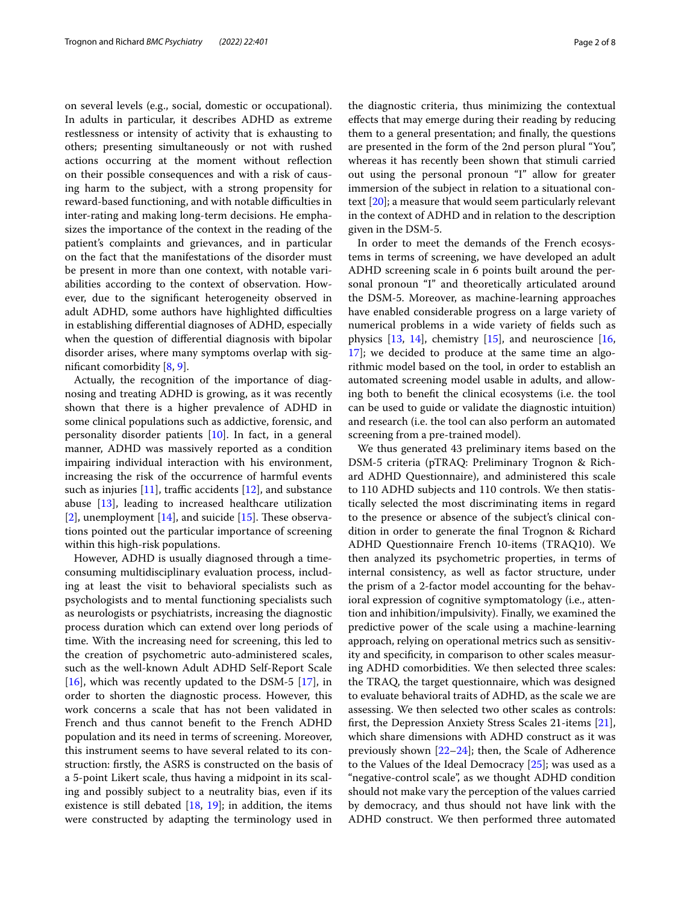on several levels (e.g., social, domestic or occupational). In adults in particular, it describes ADHD as extreme restlessness or intensity of activity that is exhausting to others; presenting simultaneously or not with rushed actions occurring at the moment without reflection on their possible consequences and with a risk of causing harm to the subject, with a strong propensity for reward-based functioning, and with notable difficulties in inter-rating and making long-term decisions. He emphasizes the importance of the context in the reading of the patient's complaints and grievances, and in particular on the fact that the manifestations of the disorder must be present in more than one context, with notable variabilities according to the context of observation. However, due to the significant heterogeneity observed in adult ADHD, some authors have highlighted difficulties in establishing differential diagnoses of ADHD, especially when the question of differential diagnosis with bipolar disorder arises, where many symptoms overlap with significant comorbidity [8, 9].

Actually, the recognition of the importance of diagnosing and treating ADHD is growing, as it was recently shown that there is a higher prevalence of ADHD in some clinical populations such as addictive, forensic, and personality disorder patients [10]. In fact, in a general manner, ADHD was massively reported as a condition impairing individual interaction with his environment, increasing the risk of the occurrence of harmful events such as injuries [11], traffic accidents [12], and substance abuse [13], leading to increased healthcare utilization [2], unemployment [14], and suicide [15]. These observations pointed out the particular importance of screening within this high-risk populations.

However, ADHD is usually diagnosed through a time-consuming multidisciplinary evaluation process, including at least the visit to behavioral specialists such as psychologists and to mental functioning specialists such as neurologists or psychiatrists, increasing the diagnostic process duration which can extend over long periods of time. With the increasing need for screening, this led to the creation of psychometric auto-administered scales, such as the well-known Adult ADHD Self-Report Scale [16], which was recently updated to the DSM-5 [17], in order to shorten the diagnostic process. However, this work concerns a scale that has not been validated in French and thus cannot benefit to the French ADHD population and its need in terms of screening. Moreover, this instrument seems to have several related to its construction: firstly, the ASRS is constructed on the basis of a 5-point Likert scale, thus having a midpoint in its scaling and possibly subject to a neutrality bias, even if its existence is still debated [18, 19]; in addition, the items were constructed by adapting the terminology used in the diagnostic criteria, thus minimizing the contextual effects that may emerge during their reading by reducing them to a general presentation; and finally, the questions are presented in the form of the 2nd person plural "You", whereas it has recently been shown that stimuli carried out using the personal pronoun "I" allow for greater immersion of the subject in relation to a situational context [20]; a measure that would seem particularly relevant in the context of ADHD and in relation to the description given in the DSM-5.

In order to meet the demands of the French ecosystems in terms of screening, we have developed an adult ADHD screening scale in 6 points built around the personal pronoun "I" and theoretically articulated around the DSM-5. Moreover, as machine-learning approaches have enabled considerable progress on a large variety of numerical problems in a wide variety of fields such as physics [13, 14], chemistry [15], and neuroscience [16, 17]; we decided to produce at the same time an algorithmic model based on the tool, in order to establish an automated screening model usable in adults, and allowing both to benefit the clinical ecosystems (i.e. the tool can be used to guide or validate the diagnostic intuition) and research (i.e. the tool can also perform an automated screening from a pre-trained model).

We thus generated 43 preliminary items based on the DSM-5 criteria (pTRAQ: Preliminary Trognon & Richard ADHD Questionnaire), and administered this scale to 110 ADHD subjects and 110 controls. We then statistically selected the most discriminating items in regard to the presence or absence of the subject's clinical condition in order to generate the final Trognon & Richard ADHD Questionnaire French 10-items (TRAQ10). We then analyzed its psychometric properties, in terms of internal consistency, as well as factor structure, under the prism of a 2-factor model accounting for the behavioral expression of cognitive symptomatology (i.e., attention and inhibition/impulsivity). Finally, we examined the predictive power of the scale using a machine-learning approach, relying on operational metrics such as sensitivity and specificity, in comparison to other scales measuring ADHD comorbidities. We then selected three scales: the TRAQ, the target questionnaire, which was designed to evaluate behavioral traits of ADHD, as the scale we are assessing. We then selected two other scales as controls: first, the Depression Anxiety Stress Scales 21-items [21], which share dimensions with ADHD construct as it was previously shown [22–24]; then, the Scale of Adherence to the Values of the Ideal Democracy [25]; was used as a "negative-control scale", as we thought ADHD condition should not make vary the perception of the values carried by democracy, and thus should not have link with the ADHD construct. We then performed three automated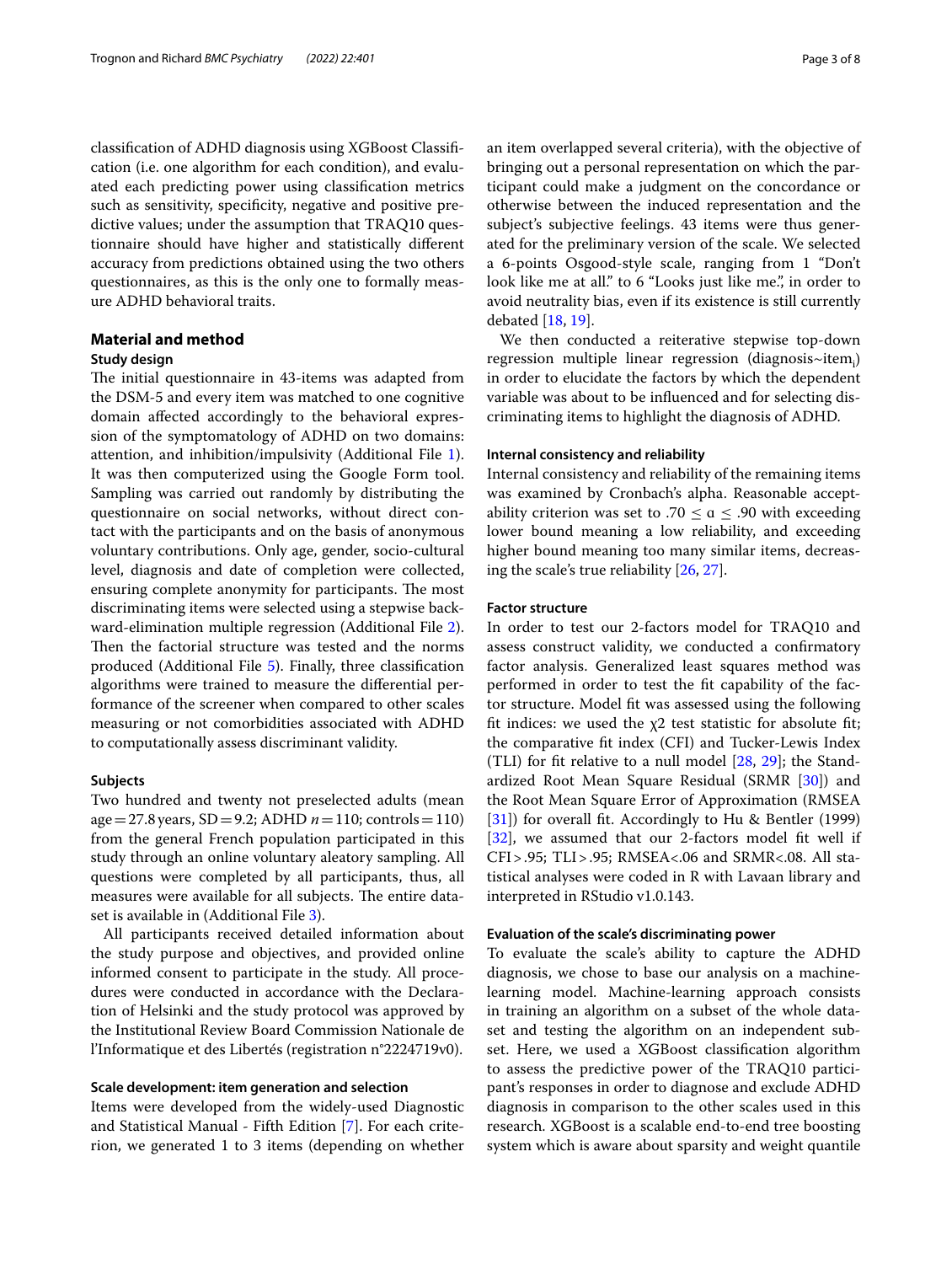classification of ADHD diagnosis using XGBoost Classification (i.e. one algorithm for each condition), and evaluated each predicting power using classification metrics such as sensitivity, specificity, negative and positive predictive values; under the assumption that TRAQ10 questionnaire should have higher and statistically different accuracy from predictions obtained using the two others questionnaires, as this is the only one to formally measure ADHD behavioral traits.

## Material and method

### Study design

The initial questionnaire in 43-items was adapted from the DSM-5 and every item was matched to one cognitive domain affected accordingly to the behavioral expression of the symptomatology of ADHD on two domains: attention, and inhibition/impulsivity (Additional File 1). It was then computerized using the Google Form tool. Sampling was carried out randomly by distributing the questionnaire on social networks, without direct contact with the participants and on the basis of anonymous voluntary contributions. Only age, gender, socio-cultural level, diagnosis and date of completion were collected, ensuring complete anonymity for participants. The most discriminating items were selected using a stepwise backward-elimination multiple regression (Additional File 2). Then the factorial structure was tested and the norms produced (Additional File 5). Finally, three classification algorithms were trained to measure the differential performance of the screener when compared to other scales measuring or not comorbidities associated with ADHD to computationally assess discriminant validity.

#### Subjects

Two hundred and twenty not preselected adults (mean age = 27.8 years, SD = 9.2; ADHD $n = 110$; controls = 110) from the general French population participated in this study through an online voluntary aleatory sampling. All questions were completed by all participants, thus, all measures were available for all subjects. The entire dataset is available in (Additional File 3).

All participants received detailed information about the study purpose and objectives, and provided online informed consent to participate in the study. All procedures were conducted in accordance with the Declaration of Helsinki and the study protocol was approved by the Institutional Review Board Commission Nationale de l'Informatique et des Libertés (registration n°2224719v0).

#### Scale development: item generation and selection

Items were developed from the widely-used Diagnostic and Statistical Manual - Fifth Edition [7]. For each criterion, we generated 1 to 3 items (depending on whether an item overlapped several criteria), with the objective of bringing out a personal representation on which the participant could make a judgment on the concordance or otherwise between the induced representation and the subject's subjective feelings. 43 items were thus generated for the preliminary version of the scale. We selected a 6-points Osgood-style scale, ranging from 1 "Don't look like me at all." to 6 "Looks just like me.", in order to avoid neutrality bias, even if its existence is still currently debated [18, 19].

We then conducted a reiterative stepwise top-down regression multiple linear regression (diagnosis~$\text{item}_i$) in order to elucidate the factors by which the dependent variable was about to be influenced and for selecting discriminating items to highlight the diagnosis of ADHD.

#### Internal consistency and reliability

Internal consistency and reliability of the remaining items was examined by Cronbach's alpha. Reasonable acceptability criterion was set to $.70 \leq \alpha \leq .90$ with exceeding lower bound meaning a low reliability, and exceeding higher bound meaning too many similar items, decreasing the scale's true reliability [26, 27].

#### Factor structure

In order to test our 2-factors model for TRAQ10 and assess construct validity, we conducted a confirmatory factor analysis. Generalized least squares method was performed in order to test the fit capability of the factor structure. Model fit was assessed using the following fit indices: we used the $\chi 2$ test statistic for absolute fit; the comparative fit index (CFI) and Tucker-Lewis Index (TLI) for fit relative to a null model [28, 29]; the Standardized Root Mean Square Residual (SRMR [30]) and the Root Mean Square Error of Approximation (RMSEA [31]) for overall fit. Accordingly to Hu & Bentler (1999) [32], we assumed that our 2-factors model fit well if CFI > .95; TLI > .95; RMSEA < .06 and SRMR < .08. All statistical analyses were coded in R with Lavaan library and interpreted in RStudio v1.0.143.

#### Evaluation of the scale's discriminating power

To evaluate the scale's ability to capture the ADHD diagnosis, we chose to base our analysis on a machine-learning model. Machine-learning approach consists in training an algorithm on a subset of the whole dataset and testing the algorithm on an independent subset. Here, we used a XGBoost classification algorithm to assess the predictive power of the TRAQ10 participant's responses in order to diagnose and exclude ADHD diagnosis in comparison to the other scales used in this research. XGBoost is a scalable end-to-end tree boosting system which is aware about sparsity and weight quantile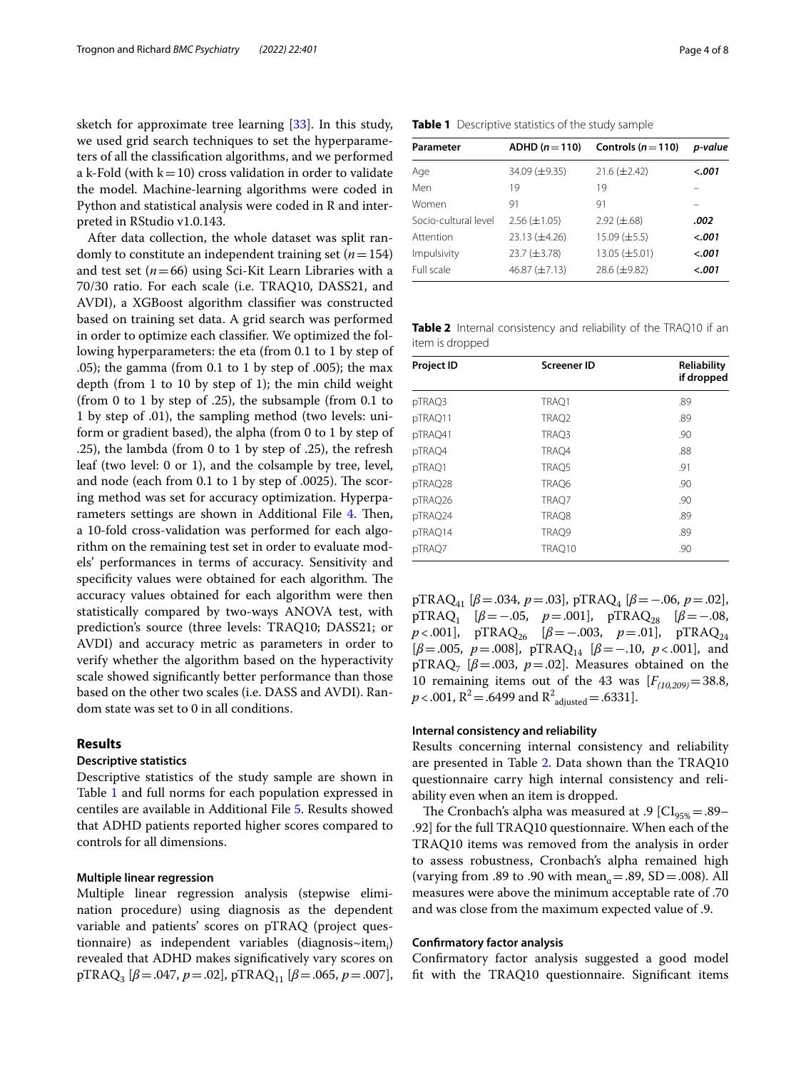sketch for approximate tree learning [33]. In this study, we used grid search techniques to set the hyperparameters of all the classification algorithms, and we performed a k-Fold (with k = 10) cross validation in order to validate the model. Machine-learning algorithms were coded in Python and statistical analysis were coded in R and interpreted in RStudio v1.0.143.

After data collection, the whole dataset was split randomly to constitute an independent training set ($n = 154$) and test set ($n = 66$) using Sci-Kit Learn Libraries with a 70/30 ratio. For each scale (i.e. TRAQ10, DASS21, and AVDI), a XGBoost algorithm classifier was constructed based on training set data. A grid search was performed in order to optimize each classifier. We optimized the following hyperparameters: the eta (from 0.1 to 1 by step of .05); the gamma (from 0.1 to 1 by step of .005); the max depth (from 1 to 10 by step of 1); the min child weight (from 0 to 1 by step of .25), the subsample (from 0.1 to 1 by step of .01), the sampling method (two levels: uniform or gradient based), the alpha (from 0 to 1 by step of .25), the lambda (from 0 to 1 by step of .25), the refresh leaf (two level: 0 or 1), and the colsample by tree, level, and node (each from 0.1 to 1 by step of .0025). The scoring method was set for accuracy optimization. Hyperparameters settings are shown in Additional File 4. Then, a 10-fold cross-validation was performed for each algorithm on the remaining test set in order to evaluate models' performances in terms of accuracy. Sensitivity and specificity values were obtained for each algorithm. The accuracy values obtained for each algorithm were then statistically compared by two-ways ANOVA test, with prediction's source (three levels: TRAQ10; DASS21; or AVDI) and accuracy metric as parameters in order to verify whether the algorithm based on the hyperactivity scale showed significantly better performance than those based on the other two scales (i.e. DASS and AVDI). Random state was set to 0 in all conditions.

## Results

### Descriptive statistics

Descriptive statistics of the study sample are shown in Table 1 and full norms for each population expressed in centiles are available in Additional File 5. Results showed that ADHD patients reported higher scores compared to controls for all dimensions.

**Table 1** Descriptive statistics of the study sample

| Parameter | ADHD ($n = 110$) | Controls ($n = 110$) | *p-value* |
|---|---|---|---|
| Age | 34.09 (±9.35) | 21.6 (±2.42) | ***<.001*** |
| Men | 19 | 19 | – |
| Women | 91 | 91 | – |
| Socio-cultural level | 2.56 (±1.05) | 2.92 (±.68) | ***.002*** |
| Attention | 23.13 (±4.26) | 15.09 (±5.5) | ***<.001*** |
| Impulsivity | 23.7 (±3.78) | 13.05 (±5.01) | ***<.001*** |
| Full scale | 46.87 (±7.13) | 28.6 (±9.82) | ***<.001*** |

### Multiple linear regression

Multiple linear regression analysis (stepwise elimination procedure) using diagnosis as the dependent variable and patients' scores on pTRAQ (project questionnaire) as independent variables (diagnosis~item$_i$) revealed that ADHD makes significatively vary scores on pTRAQ$_3$ [$\beta = .047$, $p = .02$], pTRAQ$_{11}$ [$\beta = .065$, $p = .007$], pTRAQ$_{41}$ [$\beta = .034$, $p = .03$], pTRAQ$_4$ [$\beta = -.06$, $p = .02$], pTRAQ$_1$ [$\beta = -.05$, $p = .001$], pTRAQ$_{28}$ [$\beta = -.08$, $p < .001$], pTRAQ$_{26}$ [$\beta = -.003$, $p = .01$], pTRAQ$_{24}$ [$\beta = .005$, $p = .008$], pTRAQ$_{14}$ [$\beta = -.10$, $p < .001$], and pTRAQ$_7$ [$\beta = .003$, $p = .02$]. Measures obtained on the 10 remaining items out of the 43 was [$F_{(10,209)} = 38.8$, $p < .001$, $R^2 = .6499$ and $R^2_{adjusted} = .6331$].

**Table 2** Internal consistency and reliability of the TRAQ10 if an item is dropped

| Project ID | Screener ID | Reliability if dropped |
|---|---|---|
| pTRAQ3 | TRAQ1 | .89 |
| pTRAQ11 | TRAQ2 | .89 |
| pTRAQ41 | TRAQ3 | .90 |
| pTRAQ4 | TRAQ4 | .88 |
| pTRAQ1 | TRAQ5 | .91 |
| pTRAQ28 | TRAQ6 | .90 |
| pTRAQ26 | TRAQ7 | .90 |
| pTRAQ24 | TRAQ8 | .89 |
| pTRAQ14 | TRAQ9 | .89 |
| pTRAQ7 | TRAQ10 | .90 |

### Internal consistency and reliability

Results concerning internal consistency and reliability are presented in Table 2. Data shown than the TRAQ10 questionnaire carry high internal consistency and reliability even when an item is dropped.

The Cronbach's alpha was measured at .9 [$CI_{95\%} = .89$–.92] for the full TRAQ10 questionnaire. When each of the TRAQ10 items was removed from the analysis in order to assess robustness, Cronbach's alpha remained high (varying from .89 to .90 with mean$_\alpha = .89$, SD = .008). All measures were above the minimum acceptable rate of .70 and was close from the maximum expected value of .9.

### Confirmatory factor analysis

Confirmatory factor analysis suggested a good model fit with the TRAQ10 questionnaire. Significant items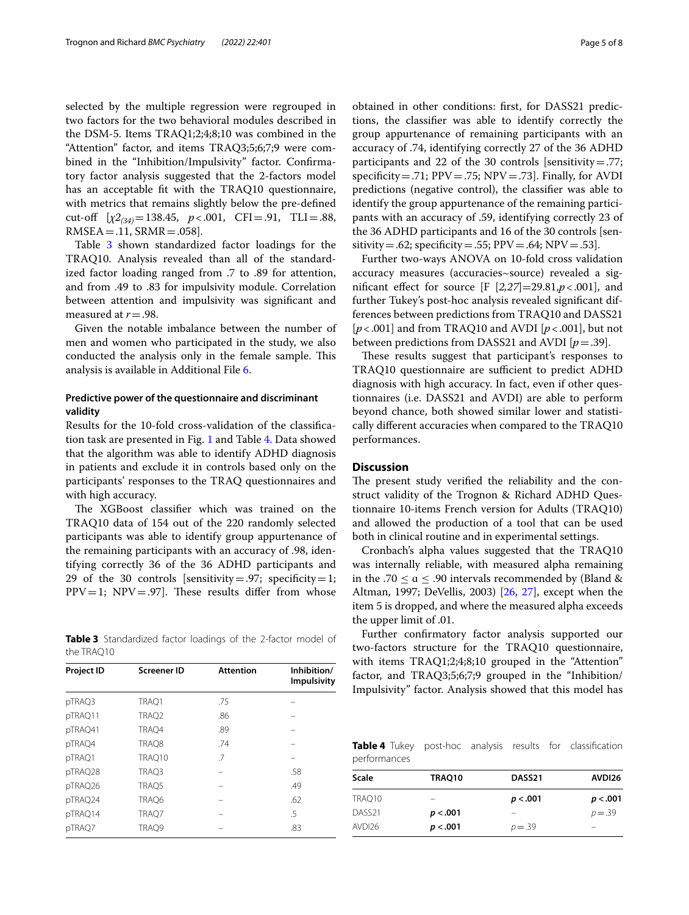selected by the multiple regression were regrouped in two factors for the two behavioral modules described in the DSM-5. Items TRAQ1;2;4;8;10 was combined in the "Attention" factor, and items TRAQ3;5;6;7;9 were combined in the "Inhibition/Impulsivity" factor. Confirmatory factor analysis suggested that the 2-factors model has an acceptable fit with the TRAQ10 questionnaire, with metrics that remains slightly below the pre-defined cut-off [$\chi 2_{(34)}=138.45$, $p<.001$, CFI = .91, TLI = .88, RMSEA = .11, SRMR = .058].

Table 3 shown standardized factor loadings for the TRAQ10. Analysis revealed than all of the standardized factor loading ranged from .7 to .89 for attention, and from .49 to .83 for impulsivity module. Correlation between attention and impulsivity was significant and measured at $r = .98$.

Given the notable imbalance between the number of men and women who participated in the study, we also conducted the analysis only in the female sample. This analysis is available in Additional File 6.

**Table 3** Standardized factor loadings of the 2-factor model of the TRAQ10

| Project ID | Screener ID | Attention | Inhibition/Impulsivity |
|---|---|---|---|
| pTRAQ3 | TRAQ1 | .75 | – |
| pTRAQ11 | TRAQ2 | .86 | – |
| pTRAQ41 | TRAQ4 | .89 | – |
| pTRAQ4 | TRAQ8 | .74 | – |
| pTRAQ1 | TRAQ10 | .7 | – |
| pTRAQ28 | TRAQ3 | – | .58 |
| pTRAQ26 | TRAQ5 | – | .49 |
| pTRAQ24 | TRAQ6 | – | .62 |
| pTRAQ14 | TRAQ7 | – | .5 |
| pTRAQ7 | TRAQ9 | – | .83 |

### Predictive power of the questionnaire and discriminant validity

Results for the 10-fold cross-validation of the classification task are presented in Fig. 1 and Table 4. Data showed that the algorithm was able to identify ADHD diagnosis in patients and exclude it in controls based only on the participants' responses to the TRAQ questionnaires and with high accuracy.

The XGBoost classifier which was trained on the TRAQ10 data of 154 out of the 220 randomly selected participants was able to identify group appurtenance of the remaining participants with an accuracy of .98, identifying correctly 36 of the 36 ADHD participants and 29 of the 30 controls [sensitivity = .97; specificity = 1; PPV = 1; NPV = .97]. These results differ from whose obtained in other conditions: first, for DASS21 predictions, the classifier was able to identify correctly the group appurtenance of remaining participants with an accuracy of .74, identifying correctly 27 of the 36 ADHD participants and 22 of the 30 controls [sensitivity = .77; specificity = .71; PPV = .75; NPV = .73]. Finally, for AVDI predictions (negative control), the classifier was able to identify the group appurtenance of the remaining participants with an accuracy of .59, identifying correctly 23 of the 36 ADHD participants and 16 of the 30 controls [sensitivity = .62; specificity = .55; PPV = .64; NPV = .53].

Further two-ways ANOVA on 10-fold cross validation accuracy measures (accuracies~source) revealed a significant effect for source [F $[2,27]=29.81, p<.001$], and further Tukey's post-hoc analysis revealed significant differences between predictions from TRAQ10 and DASS21 [$p<.001$] and from TRAQ10 and AVDI [$p<.001$], but not between predictions from DASS21 and AVDI [$p=.39$].

These results suggest that participant's responses to TRAQ10 questionnaire are sufficient to predict ADHD diagnosis with high accuracy. In fact, even if other questionnaires (i.e. DASS21 and AVDI) are able to perform beyond chance, both showed similar lower and statistically different accuracies when compared to the TRAQ10 performances.

## Discussion

The present study verified the reliability and the construct validity of the Trognon & Richard ADHD Questionnaire 10-items French version for Adults (TRAQ10) and allowed the production of a tool that can be used both in clinical routine and in experimental settings.

Cronbach's alpha values suggested that the TRAQ10 was internally reliable, with measured alpha remaining in the $.70 \leq \alpha \leq .90$ intervals recommended by (Bland & Altman, 1997; DeVellis, 2003) [26, 27], except when the item 5 is dropped, and where the measured alpha exceeds the upper limit of .01.

Further confirmatory factor analysis supported our two-factors structure for the TRAQ10 questionnaire, with items TRAQ1;2;4;8;10 grouped in the "Attention" factor, and TRAQ3;5;6;7;9 grouped in the "Inhibition/Impulsivity" factor. Analysis showed that this model has

**Table 4** Tukey post-hoc analysis results for classification performances

| Scale | TRAQ10 | DASS21 | AVDI26 |
|---|---|---|---|
| TRAQ10 | – | **$p < .001$** | **$p < .001$** |
| DASS21 | **$p < .001$** | – | $p = .39$ |
| AVDI26 | **$p < .001$** | $p = .39$ | – |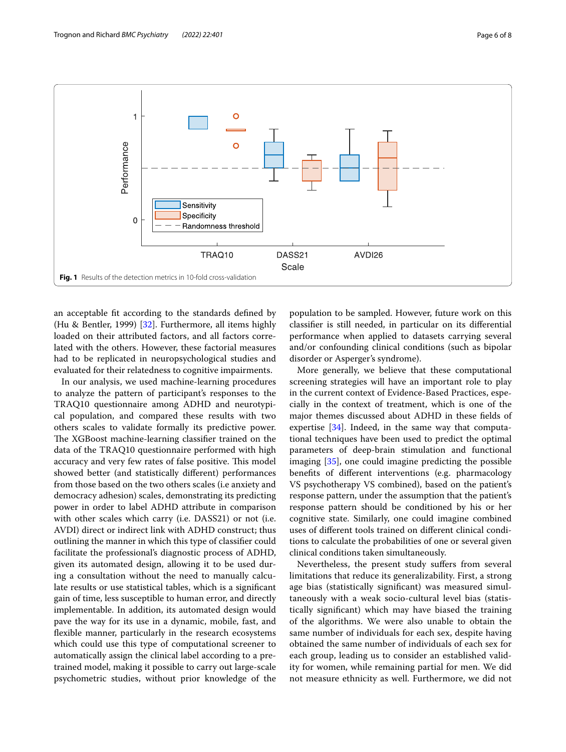Fig. 1 Results of the detection metrics in 10-fold cross-validation

an acceptable fit according to the standards defined by (Hu & Bentler, 1999) [32]. Furthermore, all items highly loaded on their attributed factors, and all factors correlated with the others. However, these factorial measures had to be replicated in neuropsychological studies and evaluated for their relatedness to cognitive impairments.

In our analysis, we used machine-learning procedures to analyze the pattern of participant's responses to the TRAQ10 questionnaire among ADHD and neurotypical population, and compared these results with two others scales to validate formally its predictive power. The XGBoost machine-learning classifier trained on the data of the TRAQ10 questionnaire performed with high accuracy and very few rates of false positive. This model showed better (and statistically different) performances from those based on the two others scales (i.e anxiety and democracy adhesion) scales, demonstrating its predicting power in order to label ADHD attribute in comparison with other scales which carry (i.e. DASS21) or not (i.e. AVDI) direct or indirect link with ADHD construct; thus outlining the manner in which this type of classifier could facilitate the professional's diagnostic process of ADHD, given its automated design, allowing it to be used during a consultation without the need to manually calculate results or use statistical tables, which is a significant gain of time, less susceptible to human error, and directly implementable. In addition, its automated design would pave the way for its use in a dynamic, mobile, fast, and flexible manner, particularly in the research ecosystems which could use this type of computational screener to automatically assign the clinical label according to a pre-trained model, making it possible to carry out large-scale psychometric studies, without prior knowledge of the population to be sampled. However, future work on this classifier is still needed, in particular on its differential performance when applied to datasets carrying several and/or confounding clinical conditions (such as bipolar disorder or Asperger's syndrome).

More generally, we believe that these computational screening strategies will have an important role to play in the current context of Evidence-Based Practices, especially in the context of treatment, which is one of the major themes discussed about ADHD in these fields of expertise [34]. Indeed, in the same way that computational techniques have been used to predict the optimal parameters of deep-brain stimulation and functional imaging [35], one could imagine predicting the possible benefits of different interventions (e.g. pharmacology VS psychotherapy VS combined), based on the patient's response pattern, under the assumption that the patient's response pattern should be conditioned by his or her cognitive state. Similarly, one could imagine combined uses of different tools trained on different clinical conditions to calculate the probabilities of one or several given clinical conditions taken simultaneously.

Nevertheless, the present study suffers from several limitations that reduce its generalizability. First, a strong age bias (statistically significant) was measured simultaneously with a weak socio-cultural level bias (statistically significant) which may have biased the training of the algorithms. We were also unable to obtain the same number of individuals for each sex, despite having obtained the same number of individuals of each sex for each group, leading us to consider an established validity for women, while remaining partial for men. We did not measure ethnicity as well. Furthermore, we did not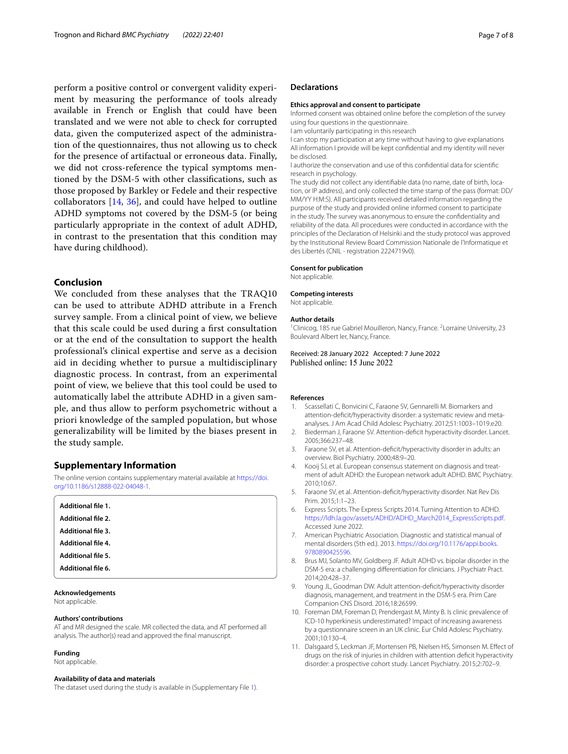perform a positive control or convergent validity experiment by measuring the performance of tools already available in French or English that could have been translated and we were not able to check for corrupted data, given the computerized aspect of the administration of the questionnaires, thus not allowing us to check for the presence of artifactual or erroneous data. Finally, we did not cross-reference the typical symptoms mentioned by the DSM-5 with other classifications, such as those proposed by Barkley or Fedele and their respective collaborators [14, 36], and could have helped to outline ADHD symptoms not covered by the DSM-5 (or being particularly appropriate in the context of adult ADHD, in contrast to the presentation that this condition may have during childhood).

## Conclusion

We concluded from these analyses that the TRAQ10 can be used to attribute ADHD attribute in a French survey sample. From a clinical point of view, we believe that this scale could be used during a first consultation or at the end of the consultation to support the health professional's clinical expertise and serve as a decision aid in deciding whether to pursue a multidisciplinary diagnostic process. In contrast, from an experimental point of view, we believe that this tool could be used to automatically label the attribute ADHD in a given sample, and thus allow to perform psychometric without a priori knowledge of the sampled population, but whose generalizability will be limited by the biases present in the study sample.

## Supplementary Information

The online version contains supplementary material available at https://doi.org/10.1186/s12888-022-04048-1.

**Additional file 1.**

**Additional file 2.**

**Additional file 3.**

**Additional file 4.**

**Additional file 5.**

**Additional file 6.**

**Acknowledgements**

Not applicable.

**Authors' contributions**

AT and MR designed the scale. MR collected the data, and AT performed all analysis. The author(s) read and approved the final manuscript.

**Funding**

Not applicable.

**Availability of data and materials**

The dataset used during the study is available in (Supplementary File 1).

## Declarations

**Ethics approval and consent to participate**

Informed consent was obtained online before the completion of the survey using four questions in the questionnaire.

I am voluntarily participating in this research

I can stop my participation at any time without having to give explanations

All information I provide will be kept confidential and my identity will never be disclosed.

I authorize the conservation and use of this confidential data for scientific research in psychology.

The study did not collect any identifiable data (no name, date of birth, location, or IP address), and only collected the time stamp of the pass (format: DD/MM/YY H:M:S). All participants received detailed information regarding the purpose of the study and provided online informed consent to participate in the study. The survey was anonymous to ensure the confidentiality and reliability of the data. All procedures were conducted in accordance with the principles of the Declaration of Helsinki and the study protocol was approved by the Institutional Review Board Commission Nationale de l'Informatique et des Libertés (CNIL - registration 2224719v0).

**Consent for publication**

Not applicable.

**Competing interests**

Not applicable.

**Author details**

[1]Clinicog, 185 rue Gabriel Mouilleron, Nancy, France. [2]Lorraine University, 23 Boulevard Albert Ier, Nancy, France.

Received: 28 January 2022 Accepted: 7 June 2022
Published online: 15 June 2022

## References

1. Scassellati C, Bonvicini C, Faraone SV, Gennarelli M. Biomarkers and attention-deficit/hyperactivity disorder: a systematic review and meta-analyses. J Am Acad Child Adolesc Psychiatry. 2012;51:1003–1019.e20.
2. Biederman J, Faraone SV. Attention-deficit hyperactivity disorder. Lancet. 2005;366:237–48.
3. Faraone SV, et al. Attention-deficit/hyperactivity disorder in adults: an overview. Biol Psychiatry. 2000;48:9–20.
4. Kooij SJ, et al. European consensus statement on diagnosis and treatment of adult ADHD: the European network adult ADHD. BMC Psychiatry. 2010;10:67.
5. Faraone SV, et al. Attention-deficit/hyperactivity disorder. Nat Rev Dis Prim. 2015;1:1–23.
6. Express Scripts. The Express Scripts 2014. Turning Attention to ADHD. https://ldh.la.gov/assets/ADHD/ADHD_March2014_ExpressScripts.pdf. Accessed June 2022.
7. American Psychiatric Association. Diagnostic and statistical manual of mental disorders (5th ed.). 2013. https://doi.org/10.1176/appi.books.9780890425596.
8. Brus MJ, Solanto MV, Goldberg JF. Adult ADHD vs. bipolar disorder in the DSM-5 era: a challenging differentiation for clinicians. J Psychiatr Pract. 2014;20:428–37.
9. Young JL, Goodman DW. Adult attention-deficit/hyperactivity disorder diagnosis, management, and treatment in the DSM-5 era. Prim Care Companion CNS Disord. 2016;18:26599.
10. Foreman DM, Foreman D, Prendergast M, Minty B. Is clinic prevalence of ICD-10 hyperkinesis underestimated? Impact of increasing awareness by a questionnaire screen in an UK clinic. Eur Child Adolesc Psychiatry. 2001;10:130–4.
11. Dalsgaard S, Leckman JF, Mortensen PB, Nielsen HS, Simonsen M. Effect of drugs on the risk of injuries in children with attention deficit hyperactivity disorder: a prospective cohort study. Lancet Psychiatry. 2015;2:702–9.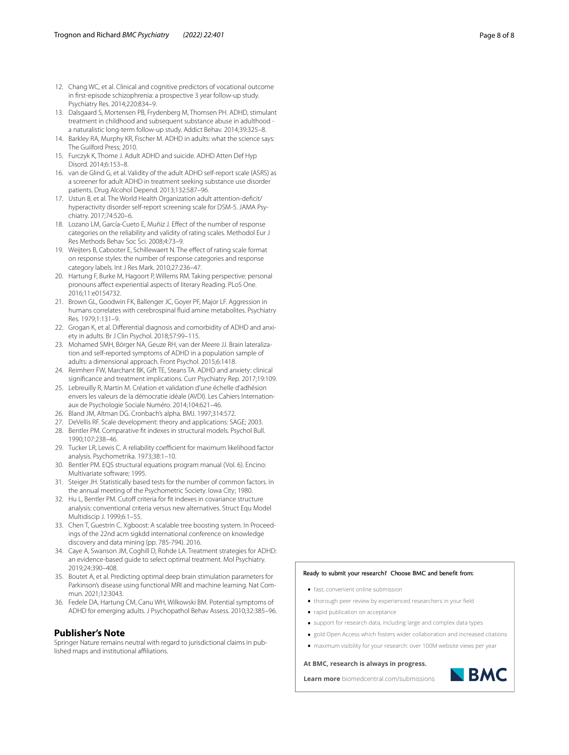12. Chang WC, et al. Clinical and cognitive predictors of vocational outcome in first-episode schizophrenia: a prospective 3 year follow-up study. Psychiatry Res. 2014;220:834–9.
13. Dalsgaard S, Mortensen PB, Frydenberg M, Thomsen PH. ADHD, stimulant treatment in childhood and subsequent substance abuse in adulthood - a naturalistic long-term follow-up study. Addict Behav. 2014;39:325–8.
14. Barkley RA, Murphy KR, Fischer M. ADHD in adults: what the science says: The Guilford Press; 2010.
15. Furczyk K, Thome J. Adult ADHD and suicide. ADHD Atten Def Hyp Disord. 2014;6:153–8.
16. van de Glind G, et al. Validity of the adult ADHD self-report scale (ASRS) as a screener for adult ADHD in treatment seeking substance use disorder patients. Drug Alcohol Depend. 2013;132:587–96.
17. Ustun B, et al. The World Health Organization adult attention-deficit/hyperactivity disorder self-report screening scale for DSM-5. JAMA Psychiatry. 2017;74:520–6.
18. Lozano LM, García-Cueto E, Muñiz J. Effect of the number of response categories on the reliability and validity of rating scales. Methodol Eur J Res Methods Behav Soc Sci. 2008;4:73–9.
19. Weijters B, Cabooter E, Schillewaert N. The effect of rating scale format on response styles: the number of response categories and response category labels. Int J Res Mark. 2010;27:236–47.
20. Hartung F, Burke M, Hagoort P, Willems RM. Taking perspective: personal pronouns affect experiential aspects of literary Reading. PLoS One. 2016;11:e0154732.
21. Brown GL, Goodwin FK, Ballenger JC, Goyer PF, Major LF. Aggression in humans correlates with cerebrospinal fluid amine metabolites. Psychiatry Res. 1979;1:131–9.
22. Grogan K, et al. Differential diagnosis and comorbidity of ADHD and anxiety in adults. Br J Clin Psychol. 2018;57:99–115.
23. Mohamed SMH, Börger NA, Geuze RH, van der Meere JJ. Brain lateralization and self-reported symptoms of ADHD in a population sample of adults: a dimensional approach. Front Psychol. 2015;6:1418.
24. Reimherr FW, Marchant BK, Gift TE, Steans TA. ADHD and anxiety: clinical significance and treatment implications. Curr Psychiatry Rep. 2017;19:109.
25. Lebreuilly R, Martin M. Création et validation d'une échelle d'adhésion envers les valeurs de la démocratie idéale (AVDI). Les Cahiers Internationaux de Psychologie Sociale Numéro. 2014;104:621–46.
26. Bland JM, Altman DG. Cronbach's alpha. BMJ. 1997;314:572.
27. DeVellis RF. Scale development: theory and applications: SAGE; 2003.
28. Bentler PM. Comparative fit indexes in structural models. Psychol Bull. 1990;107:238–46.
29. Tucker LR, Lewis C. A reliability coefficient for maximum likelihood factor analysis. Psychometrika. 1973;38:1–10.
30. Bentler PM. EQS structural equations program manual (Vol. 6). Encino: Multivariate software; 1995.
31. Steiger JH. Statistically based tests for the number of common factors. In the annual meeting of the Psychometric Society. Iowa City; 1980.
32. Hu L, Bentler PM. Cutoff criteria for fit indexes in covariance structure analysis: conventional criteria versus new alternatives. Struct Equ Model Multidiscip J. 1999;6:1–55.
33. Chen T, Guestrin C. Xgboost: A scalable tree boosting system. In Proceedings of the 22nd acm sigkdd international conference on knowledge discovery and data mining (pp. 785-794). 2016.
34. Caye A, Swanson JM, Coghill D, Rohde LA. Treatment strategies for ADHD: an evidence-based guide to select optimal treatment. Mol Psychiatry. 2019;24:390–408.
35. Boutet A, et al. Predicting optimal deep brain stimulation parameters for Parkinson's disease using functional MRI and machine learning. Nat Commun. 2021;12:3043.
36. Fedele DA, Hartung CM, Canu WH, Wilkowski BM. Potential symptoms of ADHD for emerging adults. J Psychopathol Behav Assess. 2010;32:385–96.

## Publisher's Note

Springer Nature remains neutral with regard to jurisdictional claims in published maps and institutional affiliations.

Ready to submit your research? Choose BMC and benefit from:

- fast, convenient online submission
- thorough peer review by experienced researchers in your field
- rapid publication on acceptance
- support for research data, including large and complex data types
- gold Open Access which fosters wider collaboration and increased citations
- maximum visibility for your research: over 100M website views per year

**At BMC, research is always in progress.**

**Learn more** biomedcentral.com/submissions

BMC